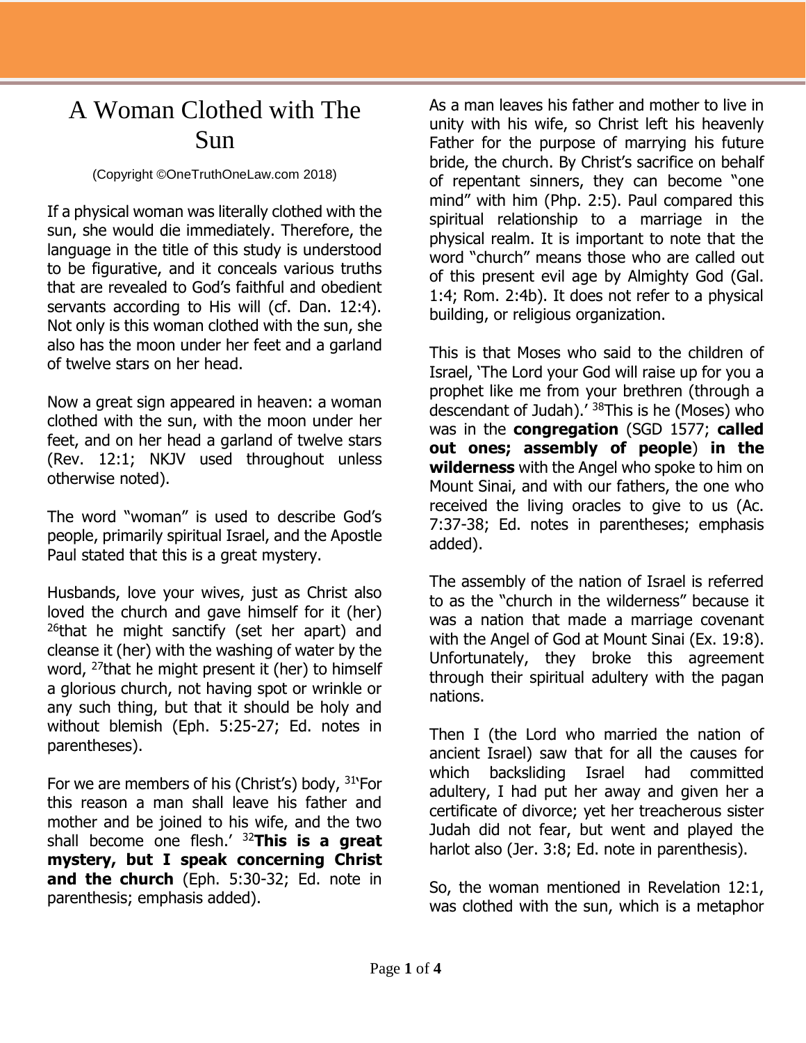# A Woman Clothed with The Sun

(Copyright ©OneTruthOneLaw.com 2018)

If a physical woman was literally clothed with the sun, she would die immediately. Therefore, the language in the title of this study is understood to be figurative, and it conceals various truths that are revealed to God's faithful and obedient servants according to His will (cf. Dan. 12:4). Not only is this woman clothed with the sun, she also has the moon under her feet and a garland of twelve stars on her head.

Now a great sign appeared in heaven: a woman clothed with the sun, with the moon under her feet, and on her head a garland of twelve stars (Rev. 12:1; NKJV used throughout unless otherwise noted).

The word "woman" is used to describe God's people, primarily spiritual Israel, and the Apostle Paul stated that this is a great mystery.

Husbands, love your wives, just as Christ also loved the church and gave himself for it (her) [26]that he might sanctify (set her apart) and cleanse it (her) with the washing of water by the word, [27]that he might present it (her) to himself a glorious church, not having spot or wrinkle or any such thing, but that it should be holy and without blemish (Eph. 5:25-27; Ed. notes in parentheses).

For we are members of his (Christ's) body, [31]'For this reason a man shall leave his father and mother and be joined to his wife, and the two shall become one flesh.' [32]**This is a great mystery, but I speak concerning Christ and the church** (Eph. 5:30-32; Ed. note in parenthesis; emphasis added).

As a man leaves his father and mother to live in unity with his wife, so Christ left his heavenly Father for the purpose of marrying his future bride, the church. By Christ's sacrifice on behalf of repentant sinners, they can become "one mind" with him (Php. 2:5). Paul compared this spiritual relationship to a marriage in the physical realm. It is important to note that the word "church" means those who are called out of this present evil age by Almighty God (Gal. 1:4; Rom. 2:4b). It does not refer to a physical building, or religious organization.

This is that Moses who said to the children of Israel, 'The Lord your God will raise up for you a prophet like me from your brethren (through a descendant of Judah).' [38]This is he (Moses) who was in the **congregation** (SGD 1577; **called out ones; assembly of people**) **in the wilderness** with the Angel who spoke to him on Mount Sinai, and with our fathers, the one who received the living oracles to give to us (Ac. 7:37-38; Ed. notes in parentheses; emphasis added).

The assembly of the nation of Israel is referred to as the "church in the wilderness" because it was a nation that made a marriage covenant with the Angel of God at Mount Sinai (Ex. 19:8). Unfortunately, they broke this agreement through their spiritual adultery with the pagan nations.

Then I (the Lord who married the nation of ancient Israel) saw that for all the causes for which backsliding Israel had committed adultery, I had put her away and given her a certificate of divorce; yet her treacherous sister Judah did not fear, but went and played the harlot also (Jer. 3:8; Ed. note in parenthesis).

So, the woman mentioned in Revelation 12:1, was clothed with the sun, which is a metaphor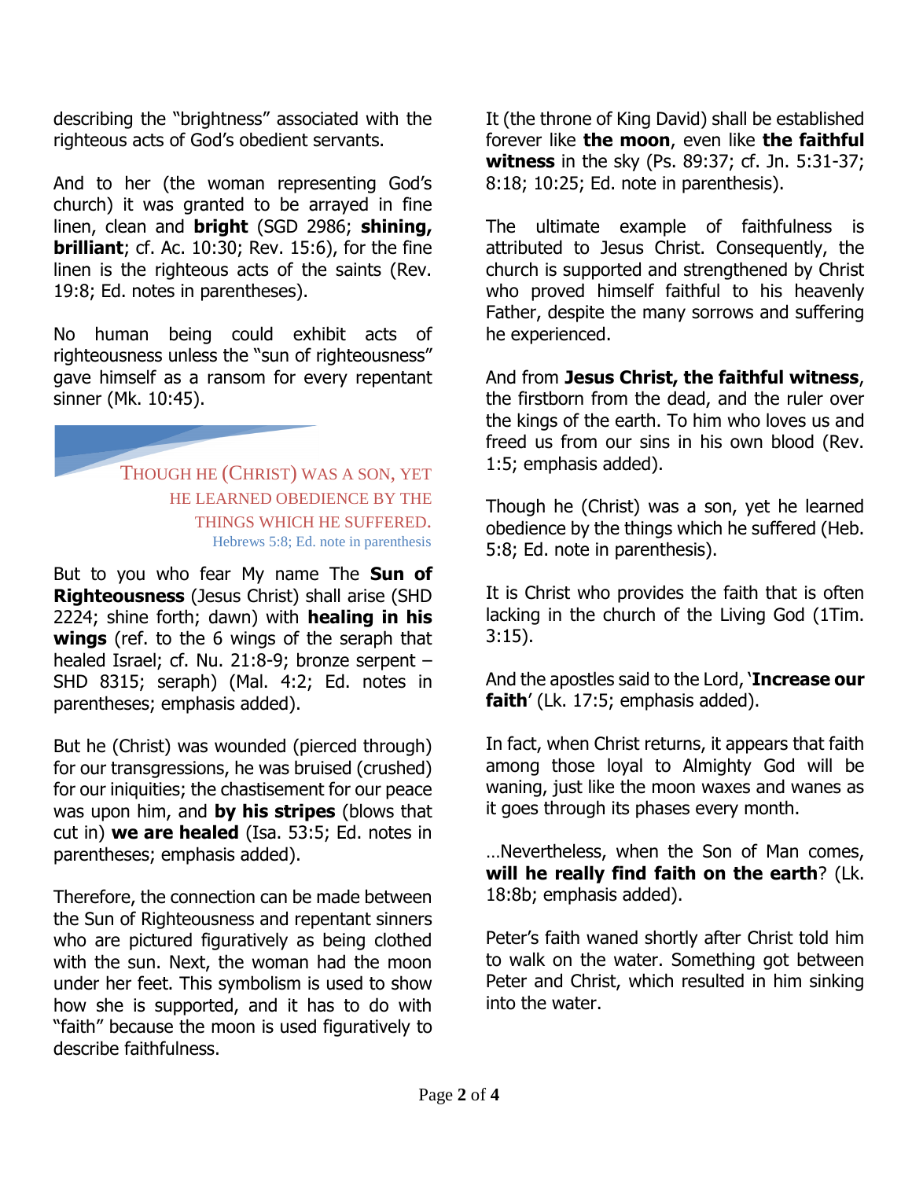describing the "brightness" associated with the righteous acts of God's obedient servants.

And to her (the woman representing God's church) it was granted to be arrayed in fine linen, clean and **bright** (SGD 2986; **shining, brilliant**; cf. Ac. 10:30; Rev. 15:6), for the fine linen is the righteous acts of the saints (Rev. 19:8; Ed. notes in parentheses).

No human being could exhibit acts of righteousness unless the "sun of righteousness" gave himself as a ransom for every repentant sinner (Mk. 10:45).

> THOUGH HE (CHRIST) WAS A SON, YET HE LEARNED OBEDIENCE BY THE THINGS WHICH HE SUFFERED.
> Hebrews 5:8; Ed. note in parenthesis

But to you who fear My name The **Sun of Righteousness** (Jesus Christ) shall arise (SHD 2224; shine forth; dawn) with **healing in his wings** (ref. to the 6 wings of the seraph that healed Israel; cf. Nu. 21:8-9; bronze serpent – SHD 8315; seraph) (Mal. 4:2; Ed. notes in parentheses; emphasis added).

But he (Christ) was wounded (pierced through) for our transgressions, he was bruised (crushed) for our iniquities; the chastisement for our peace was upon him, and **by his stripes** (blows that cut in) **we are healed** (Isa. 53:5; Ed. notes in parentheses; emphasis added).

Therefore, the connection can be made between the Sun of Righteousness and repentant sinners who are pictured figuratively as being clothed with the sun. Next, the woman had the moon under her feet. This symbolism is used to show how she is supported, and it has to do with "faith" because the moon is used figuratively to describe faithfulness.

It (the throne of King David) shall be established forever like **the moon**, even like **the faithful witness** in the sky (Ps. 89:37; cf. Jn. 5:31-37; 8:18; 10:25; Ed. note in parenthesis).

The ultimate example of faithfulness is attributed to Jesus Christ. Consequently, the church is supported and strengthened by Christ who proved himself faithful to his heavenly Father, despite the many sorrows and suffering he experienced.

And from **Jesus Christ, the faithful witness**, the firstborn from the dead, and the ruler over the kings of the earth. To him who loves us and freed us from our sins in his own blood (Rev. 1:5; emphasis added).

Though he (Christ) was a son, yet he learned obedience by the things which he suffered (Heb. 5:8; Ed. note in parenthesis).

It is Christ who provides the faith that is often lacking in the church of the Living God (1Tim. 3:15).

And the apostles said to the Lord, '**Increase our faith**' (Lk. 17:5; emphasis added).

In fact, when Christ returns, it appears that faith among those loyal to Almighty God will be waning, just like the moon waxes and wanes as it goes through its phases every month.

…Nevertheless, when the Son of Man comes, **will he really find faith on the earth**? (Lk. 18:8b; emphasis added).

Peter's faith waned shortly after Christ told him to walk on the water. Something got between Peter and Christ, which resulted in him sinking into the water.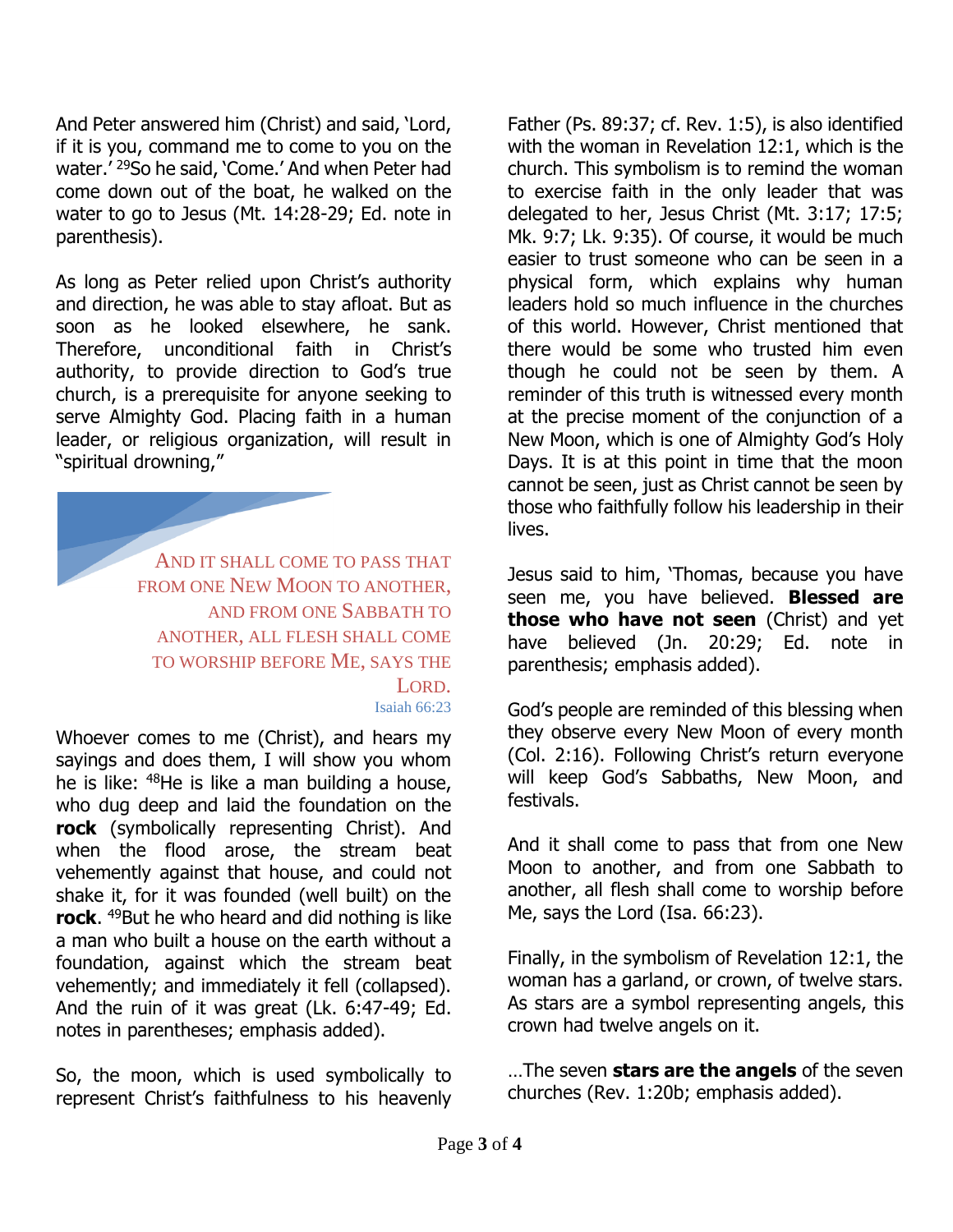And Peter answered him (Christ) and said, 'Lord, if it is you, command me to come to you on the water.' [29]So he said, 'Come.' And when Peter had come down out of the boat, he walked on the water to go to Jesus (Mt. 14:28-29; Ed. note in parenthesis).

As long as Peter relied upon Christ's authority and direction, he was able to stay afloat. But as soon as he looked elsewhere, he sank. Therefore, unconditional faith in Christ's authority, to provide direction to God's true church, is a prerequisite for anyone seeking to serve Almighty God. Placing faith in a human leader, or religious organization, will result in "spiritual drowning,"

> AND IT SHALL COME TO PASS THAT FROM ONE NEW MOON TO ANOTHER, AND FROM ONE SABBATH TO ANOTHER, ALL FLESH SHALL COME TO WORSHIP BEFORE ME, SAYS THE LORD.
>
> Isaiah 66:23

Whoever comes to me (Christ), and hears my sayings and does them, I will show you whom he is like: [48]He is like a man building a house, who dug deep and laid the foundation on the **rock** (symbolically representing Christ). And when the flood arose, the stream beat vehemently against that house, and could not shake it, for it was founded (well built) on the **rock**. [49]But he who heard and did nothing is like a man who built a house on the earth without a foundation, against which the stream beat vehemently; and immediately it fell (collapsed). And the ruin of it was great (Lk. 6:47-49; Ed. notes in parentheses; emphasis added).

So, the moon, which is used symbolically to represent Christ's faithfulness to his heavenly Father (Ps. 89:37; cf. Rev. 1:5), is also identified with the woman in Revelation 12:1, which is the church. This symbolism is to remind the woman to exercise faith in the only leader that was delegated to her, Jesus Christ (Mt. 3:17; 17:5; Mk. 9:7; Lk. 9:35). Of course, it would be much easier to trust someone who can be seen in a physical form, which explains why human leaders hold so much influence in the churches of this world. However, Christ mentioned that there would be some who trusted him even though he could not be seen by them. A reminder of this truth is witnessed every month at the precise moment of the conjunction of a New Moon, which is one of Almighty God's Holy Days. It is at this point in time that the moon cannot be seen, just as Christ cannot be seen by those who faithfully follow his leadership in their lives.

Jesus said to him, 'Thomas, because you have seen me, you have believed. **Blessed are those who have not seen** (Christ) and yet have believed (Jn. 20:29; Ed. note in parenthesis; emphasis added).

God's people are reminded of this blessing when they observe every New Moon of every month (Col. 2:16). Following Christ's return everyone will keep God's Sabbaths, New Moon, and festivals.

And it shall come to pass that from one New Moon to another, and from one Sabbath to another, all flesh shall come to worship before Me, says the Lord (Isa. 66:23).

Finally, in the symbolism of Revelation 12:1, the woman has a garland, or crown, of twelve stars. As stars are a symbol representing angels, this crown had twelve angels on it.

…The seven **stars are the angels** of the seven churches (Rev. 1:20b; emphasis added).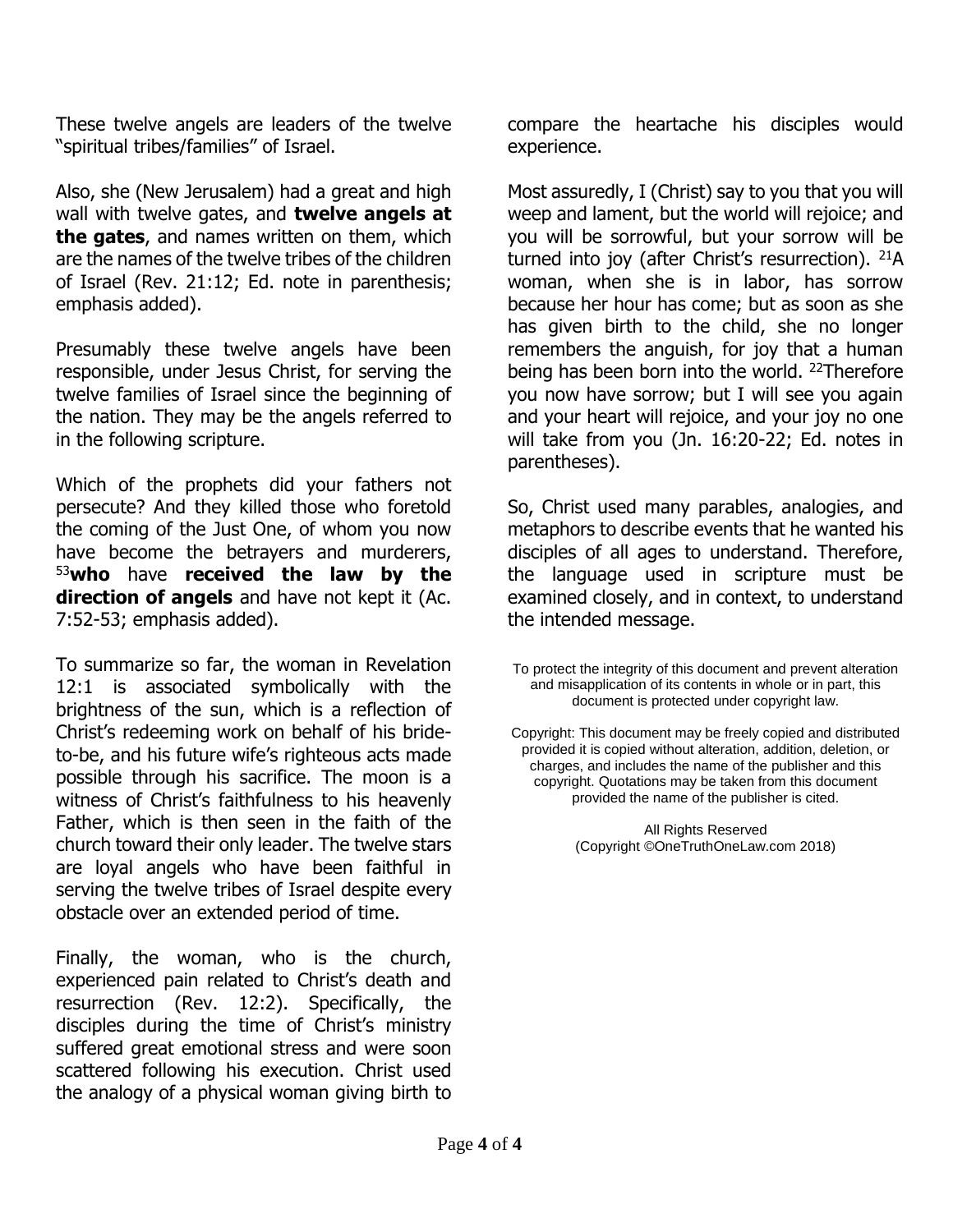These twelve angels are leaders of the twelve "spiritual tribes/families" of Israel.

Also, she (New Jerusalem) had a great and high wall with twelve gates, and **twelve angels at the gates**, and names written on them, which are the names of the twelve tribes of the children of Israel (Rev. 21:12; Ed. note in parenthesis; emphasis added).

Presumably these twelve angels have been responsible, under Jesus Christ, for serving the twelve families of Israel since the beginning of the nation. They may be the angels referred to in the following scripture.

Which of the prophets did your fathers not persecute? And they killed those who foretold the coming of the Just One, of whom you now have become the betrayers and murderers, [53]**who** have **received the law by the direction of angels** and have not kept it (Ac. 7:52-53; emphasis added).

To summarize so far, the woman in Revelation 12:1 is associated symbolically with the brightness of the sun, which is a reflection of Christ's redeeming work on behalf of his bride-to-be, and his future wife's righteous acts made possible through his sacrifice. The moon is a witness of Christ's faithfulness to his heavenly Father, which is then seen in the faith of the church toward their only leader. The twelve stars are loyal angels who have been faithful in serving the twelve tribes of Israel despite every obstacle over an extended period of time.

Finally, the woman, who is the church, experienced pain related to Christ's death and resurrection (Rev. 12:2). Specifically, the disciples during the time of Christ's ministry suffered great emotional stress and were soon scattered following his execution. Christ used the analogy of a physical woman giving birth to compare the heartache his disciples would experience.

Most assuredly, I (Christ) say to you that you will weep and lament, but the world will rejoice; and you will be sorrowful, but your sorrow will be turned into joy (after Christ's resurrection). [21]A woman, when she is in labor, has sorrow because her hour has come; but as soon as she has given birth to the child, she no longer remembers the anguish, for joy that a human being has been born into the world. [22]Therefore you now have sorrow; but I will see you again and your heart will rejoice, and your joy no one will take from you (Jn. 16:20-22; Ed. notes in parentheses).

So, Christ used many parables, analogies, and metaphors to describe events that he wanted his disciples of all ages to understand. Therefore, the language used in scripture must be examined closely, and in context, to understand the intended message.

To protect the integrity of this document and prevent alteration and misapplication of its contents in whole or in part, this document is protected under copyright law.

Copyright: This document may be freely copied and distributed provided it is copied without alteration, addition, deletion, or charges, and includes the name of the publisher and this copyright. Quotations may be taken from this document provided the name of the publisher is cited.

All Rights Reserved
(Copyright ©OneTruthOneLaw.com 2018)